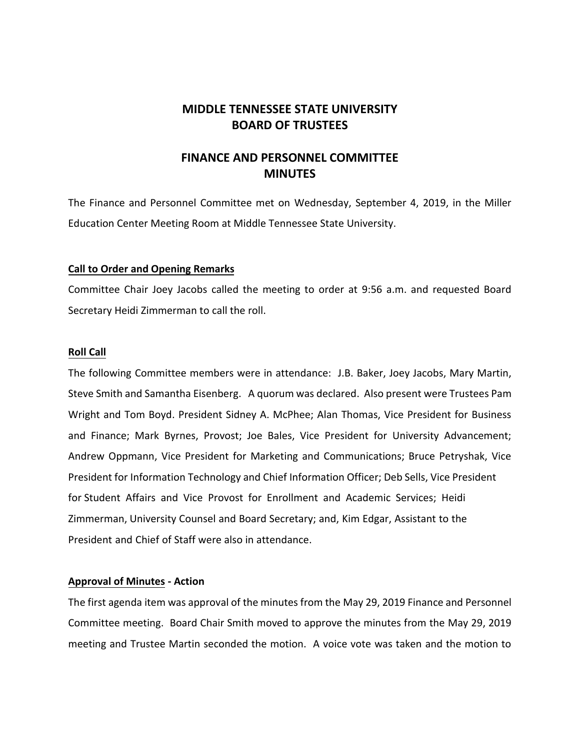# MIDDLE TENNESSEE STATE UNIVERSITY
# BOARD OF TRUSTEES

## FINANCE AND PERSONNEL COMMITTEE
## MINUTES

The Finance and Personnel Committee met on Wednesday, September 4, 2019, in the Miller Education Center Meeting Room at Middle Tennessee State University.

**Call to Order and Opening Remarks**

Committee Chair Joey Jacobs called the meeting to order at 9:56 a.m. and requested Board Secretary Heidi Zimmerman to call the roll.

**Roll Call**

The following Committee members were in attendance: J.B. Baker, Joey Jacobs, Mary Martin, Steve Smith and Samantha Eisenberg. A quorum was declared. Also present were Trustees Pam Wright and Tom Boyd. President Sidney A. McPhee; Alan Thomas, Vice President for Business and Finance; Mark Byrnes, Provost; Joe Bales, Vice President for University Advancement; Andrew Oppmann, Vice President for Marketing and Communications; Bruce Petryshak, Vice President for Information Technology and Chief Information Officer; Deb Sells, Vice President for Student Affairs and Vice Provost for Enrollment and Academic Services; Heidi Zimmerman, University Counsel and Board Secretary; and, Kim Edgar, Assistant to the President and Chief of Staff were also in attendance.

**Approval of Minutes - Action**

The first agenda item was approval of the minutes from the May 29, 2019 Finance and Personnel Committee meeting. Board Chair Smith moved to approve the minutes from the May 29, 2019 meeting and Trustee Martin seconded the motion. A voice vote was taken and the motion to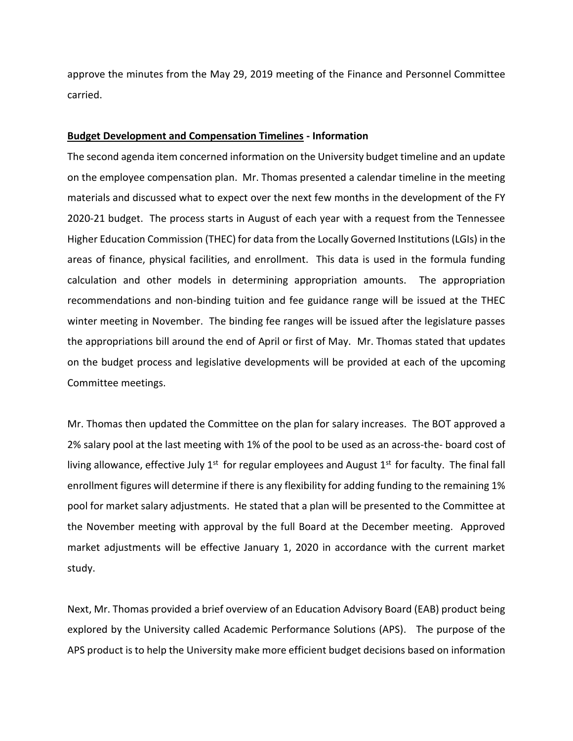approve the minutes from the May 29, 2019 meeting of the Finance and Personnel Committee carried.

**<u>Budget Development and Compensation Timelines</u> - Information**

The second agenda item concerned information on the University budget timeline and an update on the employee compensation plan. Mr. Thomas presented a calendar timeline in the meeting materials and discussed what to expect over the next few months in the development of the FY 2020-21 budget. The process starts in August of each year with a request from the Tennessee Higher Education Commission (THEC) for data from the Locally Governed Institutions (LGIs) in the areas of finance, physical facilities, and enrollment. This data is used in the formula funding calculation and other models in determining appropriation amounts. The appropriation recommendations and non-binding tuition and fee guidance range will be issued at the THEC winter meeting in November. The binding fee ranges will be issued after the legislature passes the appropriations bill around the end of April or first of May. Mr. Thomas stated that updates on the budget process and legislative developments will be provided at each of the upcoming Committee meetings.

Mr. Thomas then updated the Committee on the plan for salary increases. The BOT approved a 2% salary pool at the last meeting with 1% of the pool to be used as an across-the- board cost of living allowance, effective July 1st for regular employees and August 1st for faculty. The final fall enrollment figures will determine if there is any flexibility for adding funding to the remaining 1% pool for market salary adjustments. He stated that a plan will be presented to the Committee at the November meeting with approval by the full Board at the December meeting. Approved market adjustments will be effective January 1, 2020 in accordance with the current market study.

Next, Mr. Thomas provided a brief overview of an Education Advisory Board (EAB) product being explored by the University called Academic Performance Solutions (APS). The purpose of the APS product is to help the University make more efficient budget decisions based on information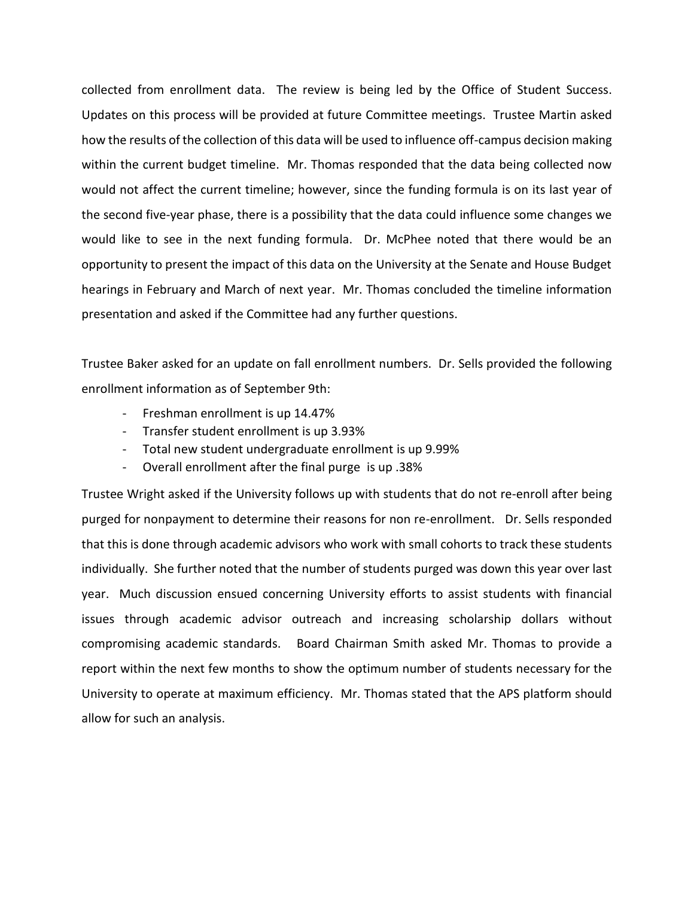collected from enrollment data. The review is being led by the Office of Student Success. Updates on this process will be provided at future Committee meetings. Trustee Martin asked how the results of the collection of this data will be used to influence off-campus decision making within the current budget timeline. Mr. Thomas responded that the data being collected now would not affect the current timeline; however, since the funding formula is on its last year of the second five-year phase, there is a possibility that the data could influence some changes we would like to see in the next funding formula. Dr. McPhee noted that there would be an opportunity to present the impact of this data on the University at the Senate and House Budget hearings in February and March of next year. Mr. Thomas concluded the timeline information presentation and asked if the Committee had any further questions.

Trustee Baker asked for an update on fall enrollment numbers. Dr. Sells provided the following enrollment information as of September 9th:

- Freshman enrollment is up 14.47%
- Transfer student enrollment is up 3.93%
- Total new student undergraduate enrollment is up 9.99%
- Overall enrollment after the final purge is up .38%

Trustee Wright asked if the University follows up with students that do not re-enroll after being purged for nonpayment to determine their reasons for non re-enrollment. Dr. Sells responded that this is done through academic advisors who work with small cohorts to track these students individually. She further noted that the number of students purged was down this year over last year. Much discussion ensued concerning University efforts to assist students with financial issues through academic advisor outreach and increasing scholarship dollars without compromising academic standards. Board Chairman Smith asked Mr. Thomas to provide a report within the next few months to show the optimum number of students necessary for the University to operate at maximum efficiency. Mr. Thomas stated that the APS platform should allow for such an analysis.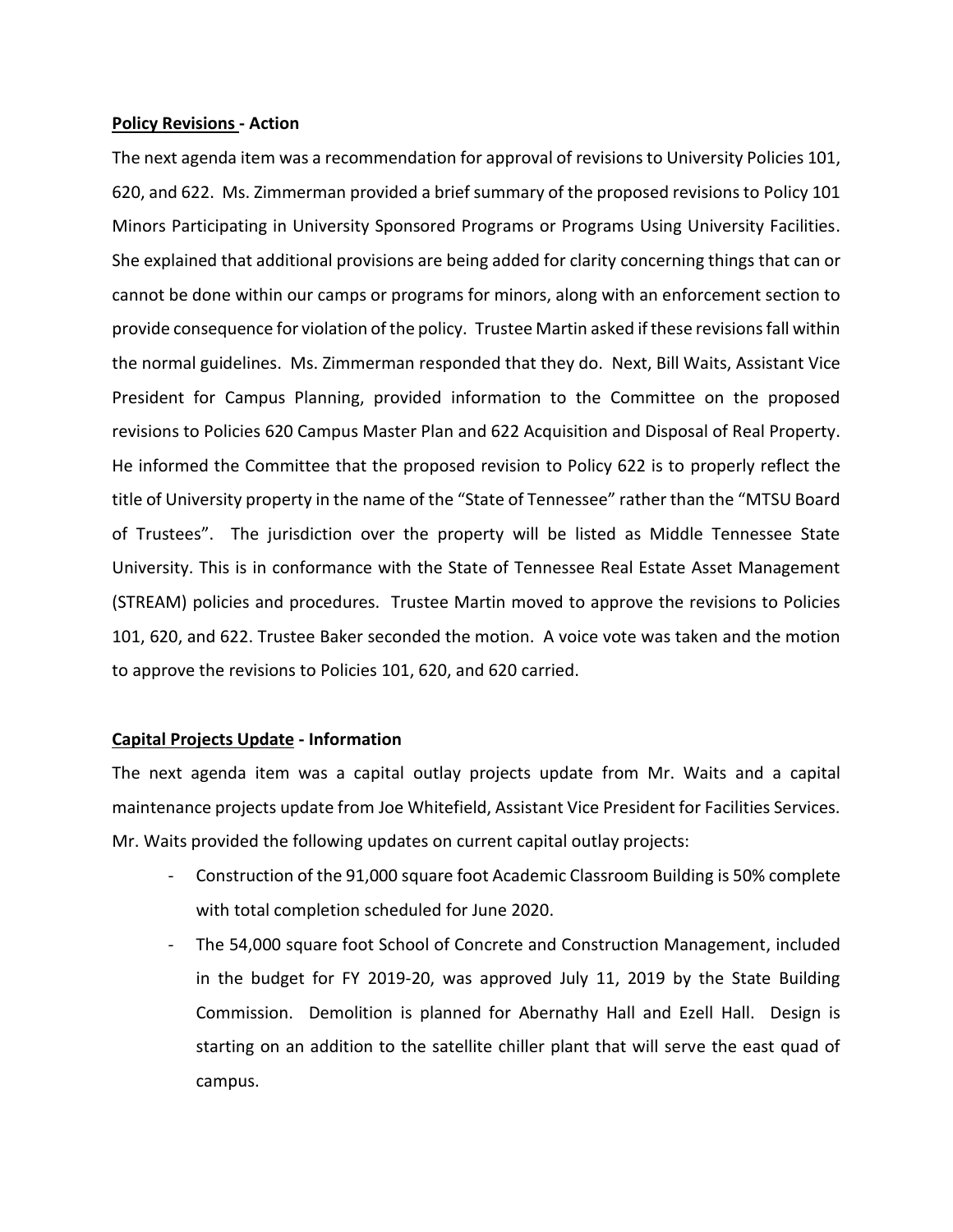**Policy Revisions - Action**

The next agenda item was a recommendation for approval of revisions to University Policies 101, 620, and 622. Ms. Zimmerman provided a brief summary of the proposed revisions to Policy 101 Minors Participating in University Sponsored Programs or Programs Using University Facilities. She explained that additional provisions are being added for clarity concerning things that can or cannot be done within our camps or programs for minors, along with an enforcement section to provide consequence for violation of the policy. Trustee Martin asked if these revisions fall within the normal guidelines. Ms. Zimmerman responded that they do. Next, Bill Waits, Assistant Vice President for Campus Planning, provided information to the Committee on the proposed revisions to Policies 620 Campus Master Plan and 622 Acquisition and Disposal of Real Property. He informed the Committee that the proposed revision to Policy 622 is to properly reflect the title of University property in the name of the "State of Tennessee" rather than the "MTSU Board of Trustees". The jurisdiction over the property will be listed as Middle Tennessee State University. This is in conformance with the State of Tennessee Real Estate Asset Management (STREAM) policies and procedures. Trustee Martin moved to approve the revisions to Policies 101, 620, and 622. Trustee Baker seconded the motion. A voice vote was taken and the motion to approve the revisions to Policies 101, 620, and 620 carried.

**Capital Projects Update - Information**

The next agenda item was a capital outlay projects update from Mr. Waits and a capital maintenance projects update from Joe Whitefield, Assistant Vice President for Facilities Services. Mr. Waits provided the following updates on current capital outlay projects:

- Construction of the 91,000 square foot Academic Classroom Building is 50% complete with total completion scheduled for June 2020.
- The 54,000 square foot School of Concrete and Construction Management, included in the budget for FY 2019-20, was approved July 11, 2019 by the State Building Commission. Demolition is planned for Abernathy Hall and Ezell Hall. Design is starting on an addition to the satellite chiller plant that will serve the east quad of campus.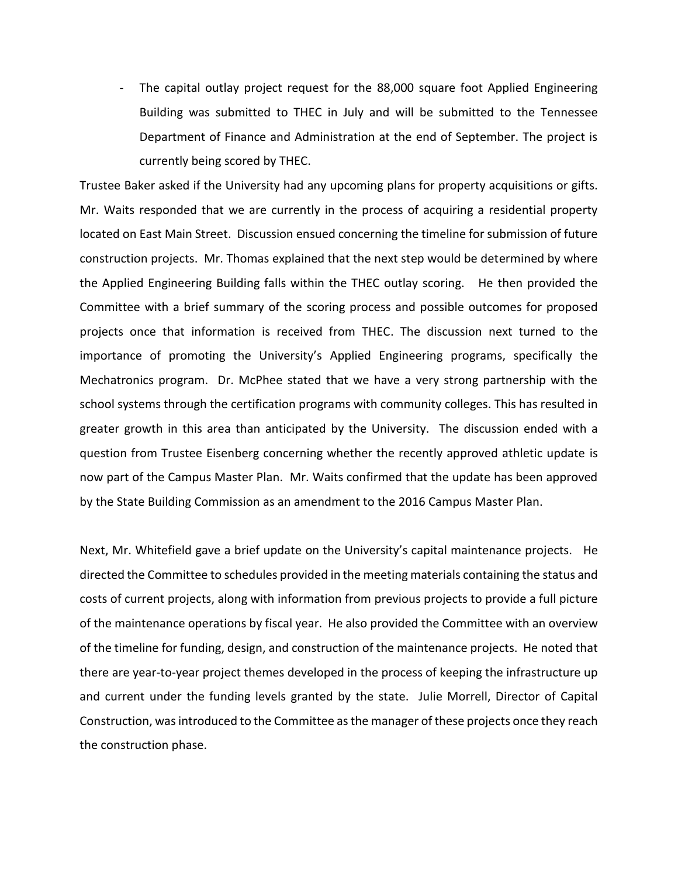- The capital outlay project request for the 88,000 square foot Applied Engineering Building was submitted to THEC in July and will be submitted to the Tennessee Department of Finance and Administration at the end of September. The project is currently being scored by THEC.

Trustee Baker asked if the University had any upcoming plans for property acquisitions or gifts. Mr. Waits responded that we are currently in the process of acquiring a residential property located on East Main Street. Discussion ensued concerning the timeline for submission of future construction projects. Mr. Thomas explained that the next step would be determined by where the Applied Engineering Building falls within the THEC outlay scoring. He then provided the Committee with a brief summary of the scoring process and possible outcomes for proposed projects once that information is received from THEC. The discussion next turned to the importance of promoting the University's Applied Engineering programs, specifically the Mechatronics program. Dr. McPhee stated that we have a very strong partnership with the school systems through the certification programs with community colleges. This has resulted in greater growth in this area than anticipated by the University. The discussion ended with a question from Trustee Eisenberg concerning whether the recently approved athletic update is now part of the Campus Master Plan. Mr. Waits confirmed that the update has been approved by the State Building Commission as an amendment to the 2016 Campus Master Plan.

Next, Mr. Whitefield gave a brief update on the University's capital maintenance projects. He directed the Committee to schedules provided in the meeting materials containing the status and costs of current projects, along with information from previous projects to provide a full picture of the maintenance operations by fiscal year. He also provided the Committee with an overview of the timeline for funding, design, and construction of the maintenance projects. He noted that there are year-to-year project themes developed in the process of keeping the infrastructure up and current under the funding levels granted by the state. Julie Morrell, Director of Capital Construction, was introduced to the Committee as the manager of these projects once they reach the construction phase.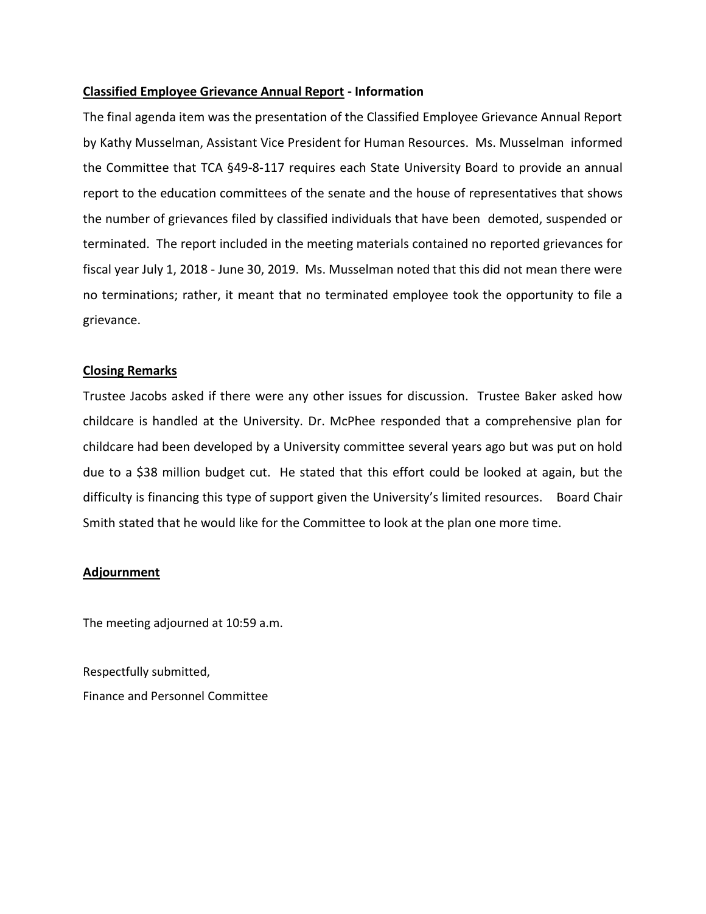**<u>Classified Employee Grievance Annual Report</u> - Information**

The final agenda item was the presentation of the Classified Employee Grievance Annual Report by Kathy Musselman, Assistant Vice President for Human Resources. Ms. Musselman informed the Committee that TCA §49-8-117 requires each State University Board to provide an annual report to the education committees of the senate and the house of representatives that shows the number of grievances filed by classified individuals that have been demoted, suspended or terminated. The report included in the meeting materials contained no reported grievances for fiscal year July 1, 2018 - June 30, 2019. Ms. Musselman noted that this did not mean there were no terminations; rather, it meant that no terminated employee took the opportunity to file a grievance.

**<u>Closing Remarks</u>**

Trustee Jacobs asked if there were any other issues for discussion. Trustee Baker asked how childcare is handled at the University. Dr. McPhee responded that a comprehensive plan for childcare had been developed by a University committee several years ago but was put on hold due to a $38 million budget cut. He stated that this effort could be looked at again, but the difficulty is financing this type of support given the University's limited resources. Board Chair Smith stated that he would like for the Committee to look at the plan one more time.

**<u>Adjournment</u>**

The meeting adjourned at 10:59 a.m.

Respectfully submitted,
Finance and Personnel Committee